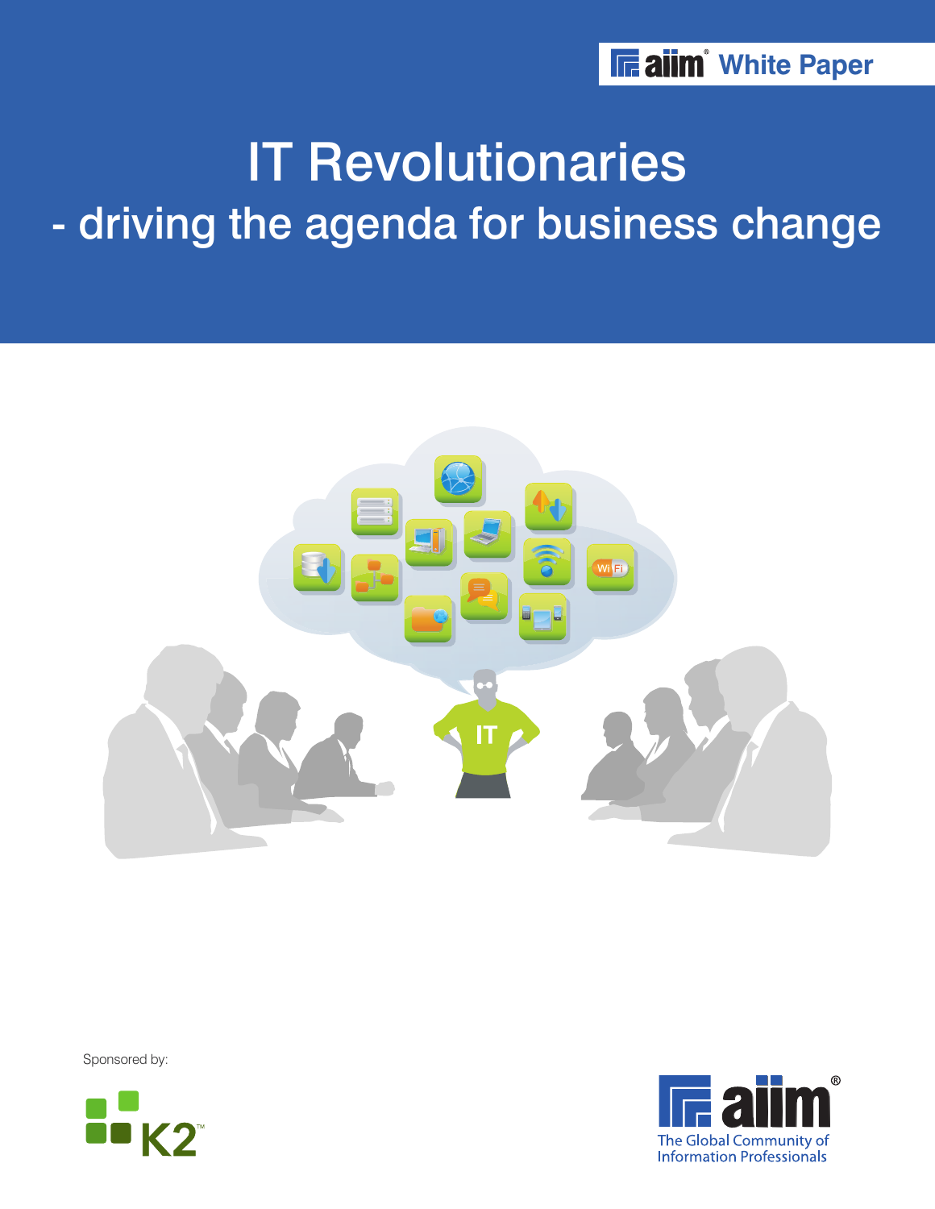aiim White Paper

# IT Revolutionaries

## - driving the agenda for business change

Sponsored by:

K2

aiim

The Global Community of Information Professionals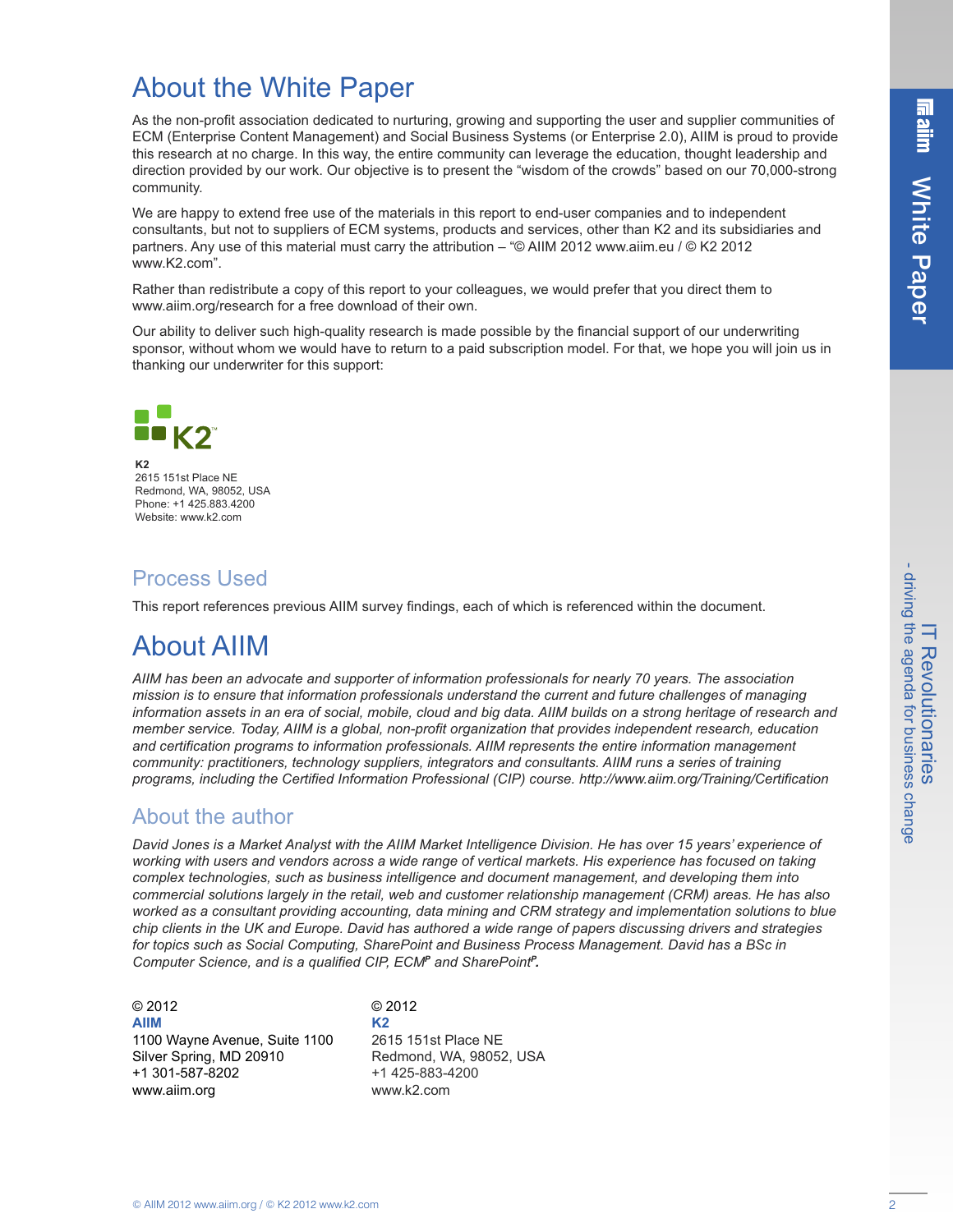# About the White Paper

As the non-profit association dedicated to nurturing, growing and supporting the user and supplier communities of ECM (Enterprise Content Management) and Social Business Systems (or Enterprise 2.0), AIIM is proud to provide this research at no charge. In this way, the entire community can leverage the education, thought leadership and direction provided by our work. Our objective is to present the "wisdom of the crowds" based on our 70,000-strong community.

We are happy to extend free use of the materials in this report to end-user companies and to independent consultants, but not to suppliers of ECM systems, products and services, other than K2 and its subsidiaries and partners. Any use of this material must carry the attribution – "© AIIM 2012 www.aiim.eu / © K2 2012 www.K2.com".

Rather than redistribute a copy of this report to your colleagues, we would prefer that you direct them to www.aiim.org/research for a free download of their own.

Our ability to deliver such high-quality research is made possible by the financial support of our underwriting sponsor, without whom we would have to return to a paid subscription model. For that, we hope you will join us in thanking our underwriter for this support:

**K2**
2615 151st Place NE
Redmond, WA, 98052, USA
Phone: +1 425.883.4200
Website: www.k2.com

## Process Used

This report references previous AIIM survey findings, each of which is referenced within the document.

# About AIIM

*AIIM has been an advocate and supporter of information professionals for nearly 70 years. The association mission is to ensure that information professionals understand the current and future challenges of managing information assets in an era of social, mobile, cloud and big data. AIIM builds on a strong heritage of research and member service. Today, AIIM is a global, non-profit organization that provides independent research, education and certification programs to information professionals. AIIM represents the entire information management community: practitioners, technology suppliers, integrators and consultants. AIIM runs a series of training programs, including the Certified Information Professional (CIP) course. http://www.aiim.org/Training/Certification*

## About the author

*David Jones is a Market Analyst with the AIIM Market Intelligence Division. He has over 15 years' experience of working with users and vendors across a wide range of vertical markets. His experience has focused on taking complex technologies, such as business intelligence and document management, and developing them into commercial solutions largely in the retail, web and customer relationship management (CRM) areas. He has also worked as a consultant providing accounting, data mining and CRM strategy and implementation solutions to blue chip clients in the UK and Europe. David has authored a wide range of papers discussing drivers and strategies for topics such as Social Computing, SharePoint and Business Process Management. David has a BSc in Computer Science, and is a qualified CIP, ECMp and SharePointp.*

© 2012
**AIIM**
1100 Wayne Avenue, Suite 1100
Silver Spring, MD 20910
+1 301-587-8202
www.aiim.org

© 2012
**K2**
2615 151st Place NE
Redmond, WA, 98052, USA
+1 425-883-4200
www.k2.com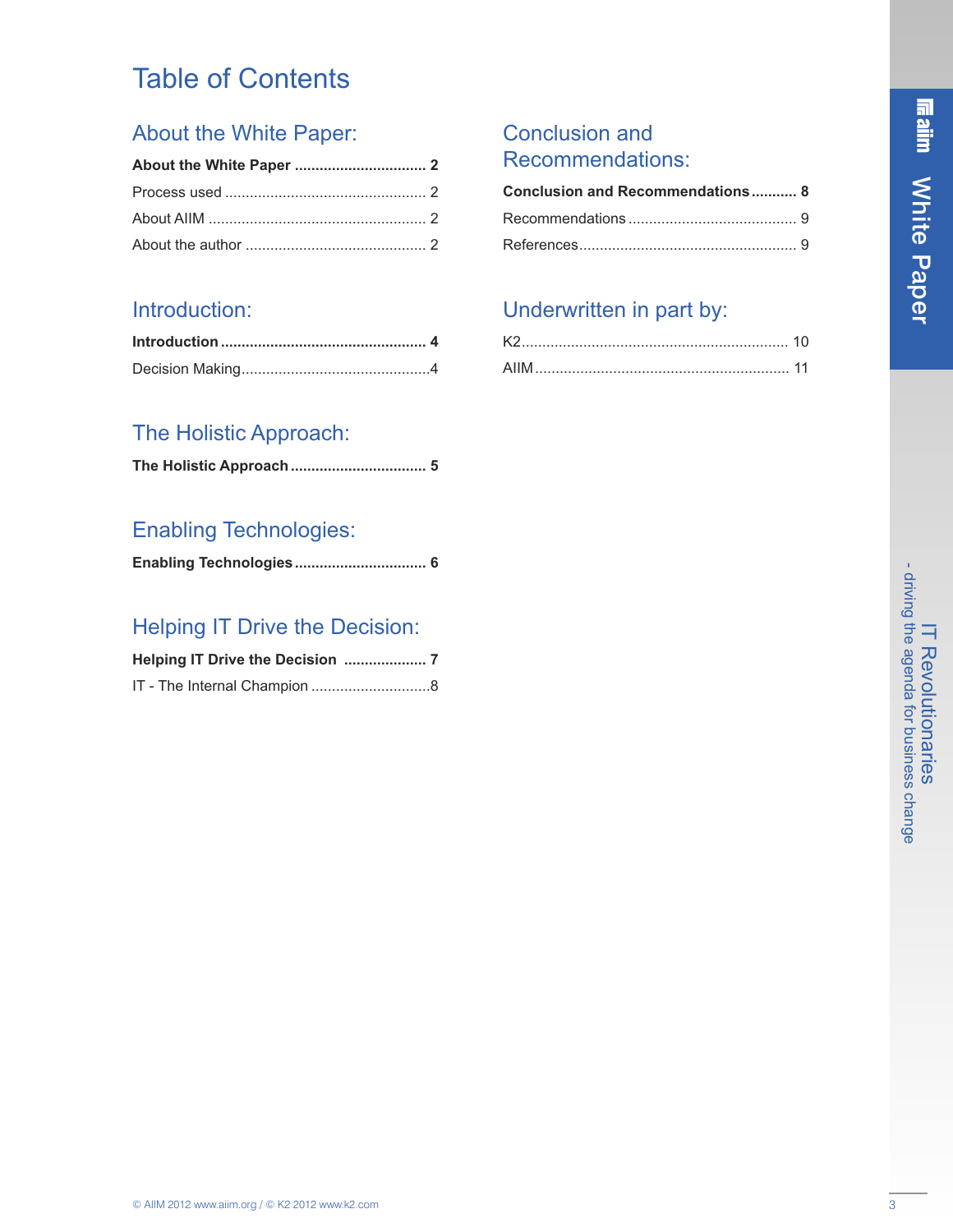# Table of Contents

## About the White Paper:

**About the White Paper ............................... 2**

Process used ................................................ 2

About AIIM .................................................... 2

About the author ........................................... 2

## Introduction:

**Introduction ................................................. 4**

Decision Making.............................................4

## The Holistic Approach:

**The Holistic Approach ................................ 5**

## Enabling Technologies:

**Enabling Technologies ............................... 6**

## Helping IT Drive the Decision:

**Helping IT Drive the Decision .................... 7**

IT - The Internal Champion ............................8

## Conclusion and Recommendations:

**Conclusion and Recommendations........... 8**

Recommendations ......................................... 9

References..................................................... 9

## Underwritten in part by:

K2................................................................. 10

AIIM ............................................................. 11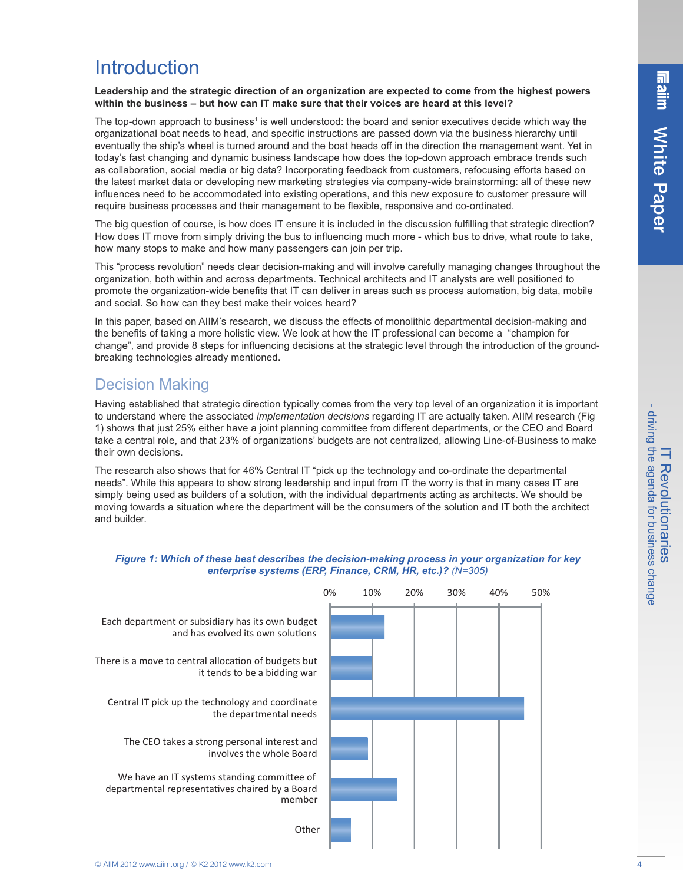# Introduction

**Leadership and the strategic direction of an organization are expected to come from the highest powers within the business – but how can IT make sure that their voices are heard at this level?**

The top-down approach to business[1] is well understood: the board and senior executives decide which way the organizational boat needs to head, and specific instructions are passed down via the business hierarchy until eventually the ship's wheel is turned around and the boat heads off in the direction the management want. Yet in today's fast changing and dynamic business landscape how does the top-down approach embrace trends such as collaboration, social media or big data? Incorporating feedback from customers, refocusing efforts based on the latest market data or developing new marketing strategies via company-wide brainstorming: all of these new influences need to be accommodated into existing operations, and this new exposure to customer pressure will require business processes and their management to be flexible, responsive and co-ordinated.

The big question of course, is how does IT ensure it is included in the discussion fulfilling that strategic direction? How does IT move from simply driving the bus to influencing much more - which bus to drive, what route to take, how many stops to make and how many passengers can join per trip.

This "process revolution" needs clear decision-making and will involve carefully managing changes throughout the organization, both within and across departments. Technical architects and IT analysts are well positioned to promote the organization-wide benefits that IT can deliver in areas such as process automation, big data, mobile and social. So how can they best make their voices heard?

In this paper, based on AIIM's research, we discuss the effects of monolithic departmental decision-making and the benefits of taking a more holistic view. We look at how the IT professional can become a "champion for change", and provide 8 steps for influencing decisions at the strategic level through the introduction of the ground-breaking technologies already mentioned.

## Decision Making

Having established that strategic direction typically comes from the very top level of an organization it is important to understand where the associated *implementation decisions* regarding IT are actually taken. AIIM research (Fig 1) shows that just 25% either have a joint planning committee from different departments, or the CEO and Board take a central role, and that 23% of organizations' budgets are not centralized, allowing Line-of-Business to make their own decisions.

The research also shows that for 46% Central IT "pick up the technology and co-ordinate the departmental needs". While this appears to show strong leadership and input from IT the worry is that in many cases IT are simply being used as builders of a solution, with the individual departments acting as architects. We should be moving towards a situation where the department will be the consumers of the solution and IT both the architect and builder.

***Figure 1: Which of these best describes the decision-making process in your organization for key enterprise systems (ERP, Finance, CRM, HR, etc.)?*** *(N=305)*

| Response | Approx. % |
|---|---|
| Each department or subsidiary has its own budget and has evolved its own solutions | 13% |
| There is a move to central allocation of budgets but it tends to be a bidding war | 10% |
| Central IT pick up the technology and coordinate the departmental needs | 46% |
| The CEO takes a strong personal interest and involves the whole Board | 9% |
| We have an IT systems standing committee of departmental representatives chaired by a Board member | 16% |
| Other | 5% |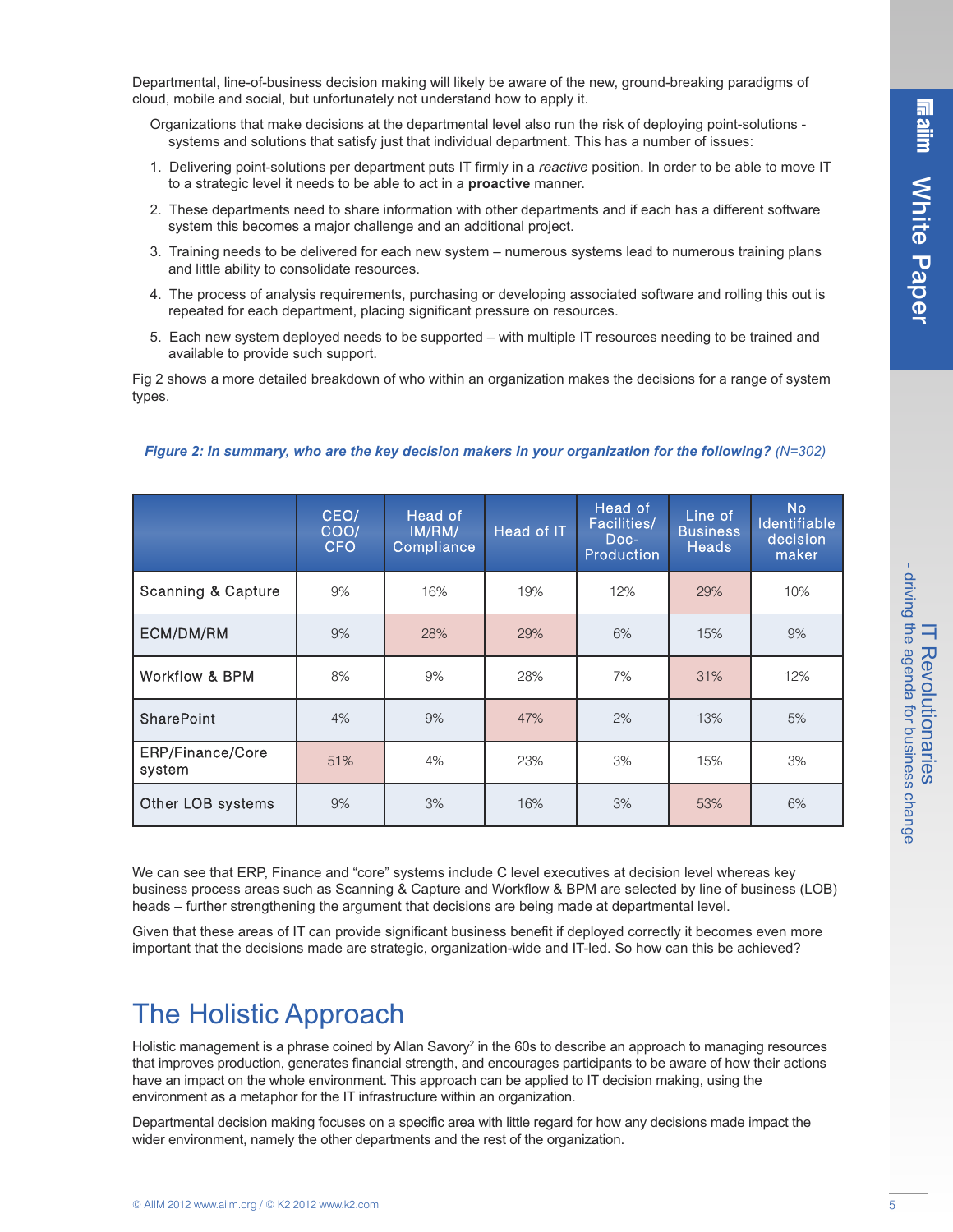Departmental, line-of-business decision making will likely be aware of the new, ground-breaking paradigms of cloud, mobile and social, but unfortunately not understand how to apply it.

Organizations that make decisions at the departmental level also run the risk of deploying point-solutions - systems and solutions that satisfy just that individual department. This has a number of issues:

1. Delivering point-solutions per department puts IT firmly in a *reactive* position. In order to be able to move IT to a strategic level it needs to be able to act in a **proactive** manner.
2. These departments need to share information with other departments and if each has a different software system this becomes a major challenge and an additional project.
3. Training needs to be delivered for each new system – numerous systems lead to numerous training plans and little ability to consolidate resources.
4. The process of analysis requirements, purchasing or developing associated software and rolling this out is repeated for each department, placing significant pressure on resources.
5. Each new system deployed needs to be supported – with multiple IT resources needing to be trained and available to provide such support.

Fig 2 shows a more detailed breakdown of who within an organization makes the decisions for a range of system types.

***Figure 2: In summary, who are the key decision makers in your organization for the following?*** *(N=302)*

| | CEO/ COO/ CFO | Head of IM/RM/ Compliance | Head of IT | Head of Facilities/ Doc-Production | Line of Business Heads | No Identifiable decision maker |
|---|---|---|---|---|---|---|
| Scanning & Capture | 9% | 16% | 19% | 12% | 29% | 10% |
| ECM/DM/RM | 9% | 28% | 29% | 6% | 15% | 9% |
| Workflow & BPM | 8% | 9% | 28% | 7% | 31% | 12% |
| SharePoint | 4% | 9% | 47% | 2% | 13% | 5% |
| ERP/Finance/Core system | 51% | 4% | 23% | 3% | 15% | 3% |
| Other LOB systems | 9% | 3% | 16% | 3% | 53% | 6% |

We can see that ERP, Finance and "core" systems include C level executives at decision level whereas key business process areas such as Scanning & Capture and Workflow & BPM are selected by line of business (LOB) heads – further strengthening the argument that decisions are being made at departmental level.

Given that these areas of IT can provide significant business benefit if deployed correctly it becomes even more important that the decisions made are strategic, organization-wide and IT-led. So how can this be achieved?

## The Holistic Approach

Holistic management is a phrase coined by Allan Savory[2] in the 60s to describe an approach to managing resources that improves production, generates financial strength, and encourages participants to be aware of how their actions have an impact on the whole environment. This approach can be applied to IT decision making, using the environment as a metaphor for the IT infrastructure within an organization.

Departmental decision making focuses on a specific area with little regard for how any decisions made impact the wider environment, namely the other departments and the rest of the organization.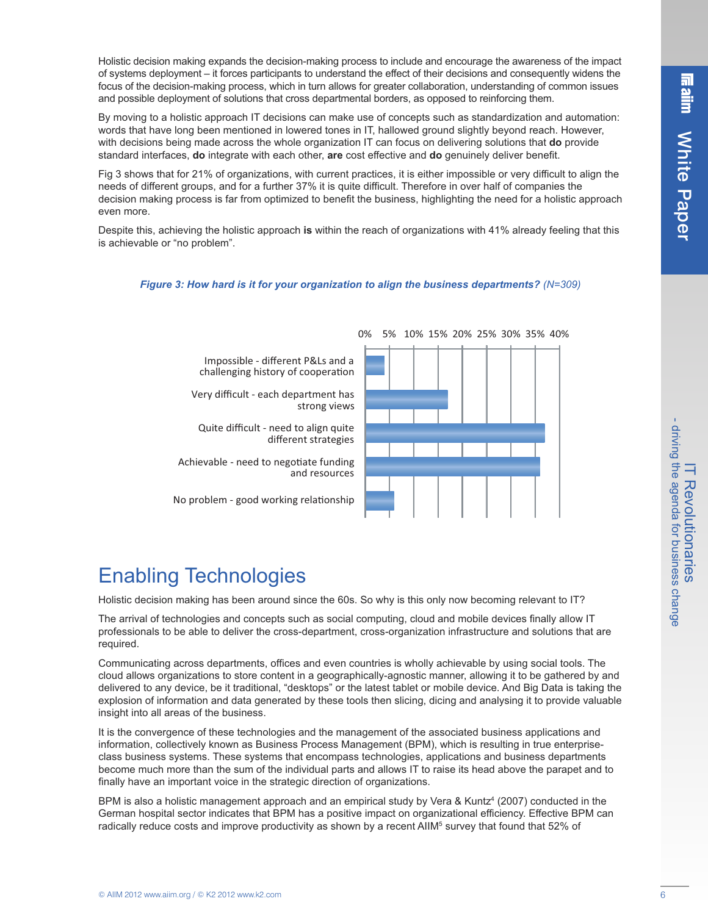Holistic decision making expands the decision-making process to include and encourage the awareness of the impact of systems deployment – it forces participants to understand the effect of their decisions and consequently widens the focus of the decision-making process, which in turn allows for greater collaboration, understanding of common issues and possible deployment of solutions that cross departmental borders, as opposed to reinforcing them.

By moving to a holistic approach IT decisions can make use of concepts such as standardization and automation: words that have long been mentioned in lowered tones in IT, hallowed ground slightly beyond reach. However, with decisions being made across the whole organization IT can focus on delivering solutions that **do** provide standard interfaces, **do** integrate with each other, **are** cost effective and **do** genuinely deliver benefit.

Fig 3 shows that for 21% of organizations, with current practices, it is either impossible or very difficult to align the needs of different groups, and for a further 37% it is quite difficult. Therefore in over half of companies the decision making process is far from optimized to benefit the business, highlighting the need for a holistic approach even more.

Despite this, achieving the holistic approach **is** within the reach of organizations with 41% already feeling that this is achievable or "no problem".

***Figure 3: How hard is it for your organization to align the business departments?*** *(N=309)*

| Response | Approx. % |
|---|---|
| Impossible - different P&Ls and a challenging history of cooperation | ~4% |
| Very difficult - each department has strong views | ~17% |
| Quite difficult - need to align quite different strategies | ~37% |
| Achievable - need to negotiate funding and resources | ~36% |
| No problem - good working relationship | ~6% |

## Enabling Technologies

Holistic decision making has been around since the 60s. So why is this only now becoming relevant to IT?

The arrival of technologies and concepts such as social computing, cloud and mobile devices finally allow IT professionals to be able to deliver the cross-department, cross-organization infrastructure and solutions that are required.

Communicating across departments, offices and even countries is wholly achievable by using social tools. The cloud allows organizations to store content in a geographically-agnostic manner, allowing it to be gathered by and delivered to any device, be it traditional, "desktops" or the latest tablet or mobile device. And Big Data is taking the explosion of information and data generated by these tools then slicing, dicing and analysing it to provide valuable insight into all areas of the business.

It is the convergence of these technologies and the management of the associated business applications and information, collectively known as Business Process Management (BPM), which is resulting in true enterprise-class business systems. These systems that encompass technologies, applications and business departments become much more than the sum of the individual parts and allows IT to raise its head above the parapet and to finally have an important voice in the strategic direction of organizations.

BPM is also a holistic management approach and an empirical study by Vera & Kuntz[4] (2007) conducted in the German hospital sector indicates that BPM has a positive impact on organizational efficiency. Effective BPM can radically reduce costs and improve productivity as shown by a recent AIIM[5] survey that found that 52% of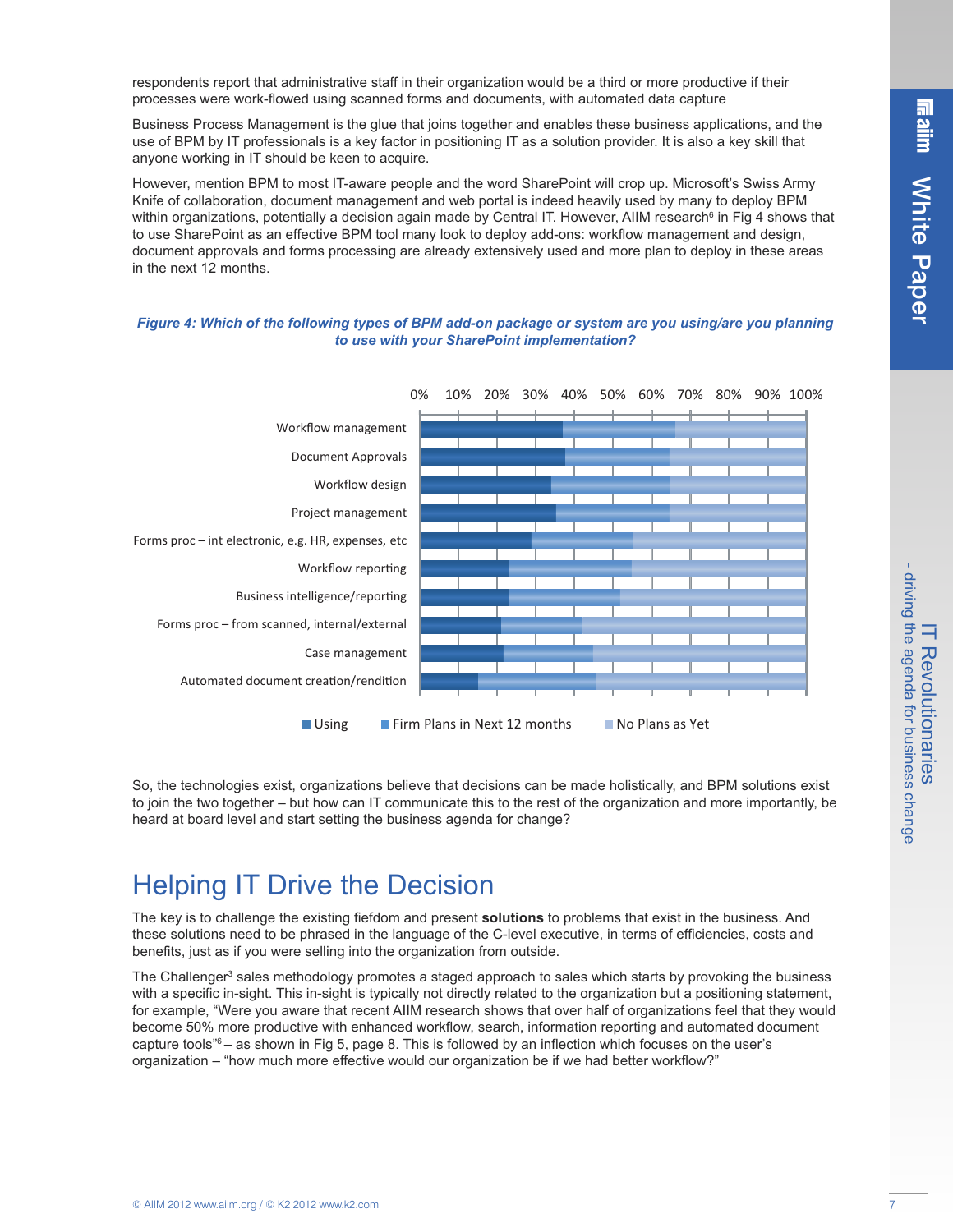respondents report that administrative staff in their organization would be a third or more productive if their processes were work-flowed using scanned forms and documents, with automated data capture

Business Process Management is the glue that joins together and enables these business applications, and the use of BPM by IT professionals is a key factor in positioning IT as a solution provider. It is also a key skill that anyone working in IT should be keen to acquire.

However, mention BPM to most IT-aware people and the word SharePoint will crop up. Microsoft's Swiss Army Knife of collaboration, document management and web portal is indeed heavily used by many to deploy BPM within organizations, potentially a decision again made by Central IT. However, AIIM research[6] in Fig 4 shows that to use SharePoint as an effective BPM tool many look to deploy add-ons: workflow management and design, document approvals and forms processing are already extensively used and more plan to deploy in these areas in the next 12 months.

***Figure 4: Which of the following types of BPM add-on package or system are you using/are you planning to use with your SharePoint implementation?***

| | Using | Firm Plans in Next 12 months | No Plans as Yet |
|---|---|---|---|
| Workflow management | | | |
| Document Approvals | | | |
| Workflow design | | | |
| Project management | | | |
| Forms proc – int electronic, e.g. HR, expenses, etc | | | |
| Workflow reporting | | | |
| Business intelligence/reporting | | | |
| Forms proc – from scanned, internal/external | | | |
| Case management | | | |
| Automated document creation/rendition | | | |

So, the technologies exist, organizations believe that decisions can be made holistically, and BPM solutions exist to join the two together – but how can IT communicate this to the rest of the organization and more importantly, be heard at board level and start setting the business agenda for change?

# Helping IT Drive the Decision

The key is to challenge the existing fiefdom and present **solutions** to problems that exist in the business. And these solutions need to be phrased in the language of the C-level executive, in terms of efficiencies, costs and benefits, just as if you were selling into the organization from outside.

The Challenger[3] sales methodology promotes a staged approach to sales which starts by provoking the business with a specific in-sight. This in-sight is typically not directly related to the organization but a positioning statement, for example, "Were you aware that recent AIIM research shows that over half of organizations feel that they would become 50% more productive with enhanced workflow, search, information reporting and automated document capture tools"[6] – as shown in Fig 5, page 8. This is followed by an inflection which focuses on the user's organization – "how much more effective would our organization be if we had better workflow?"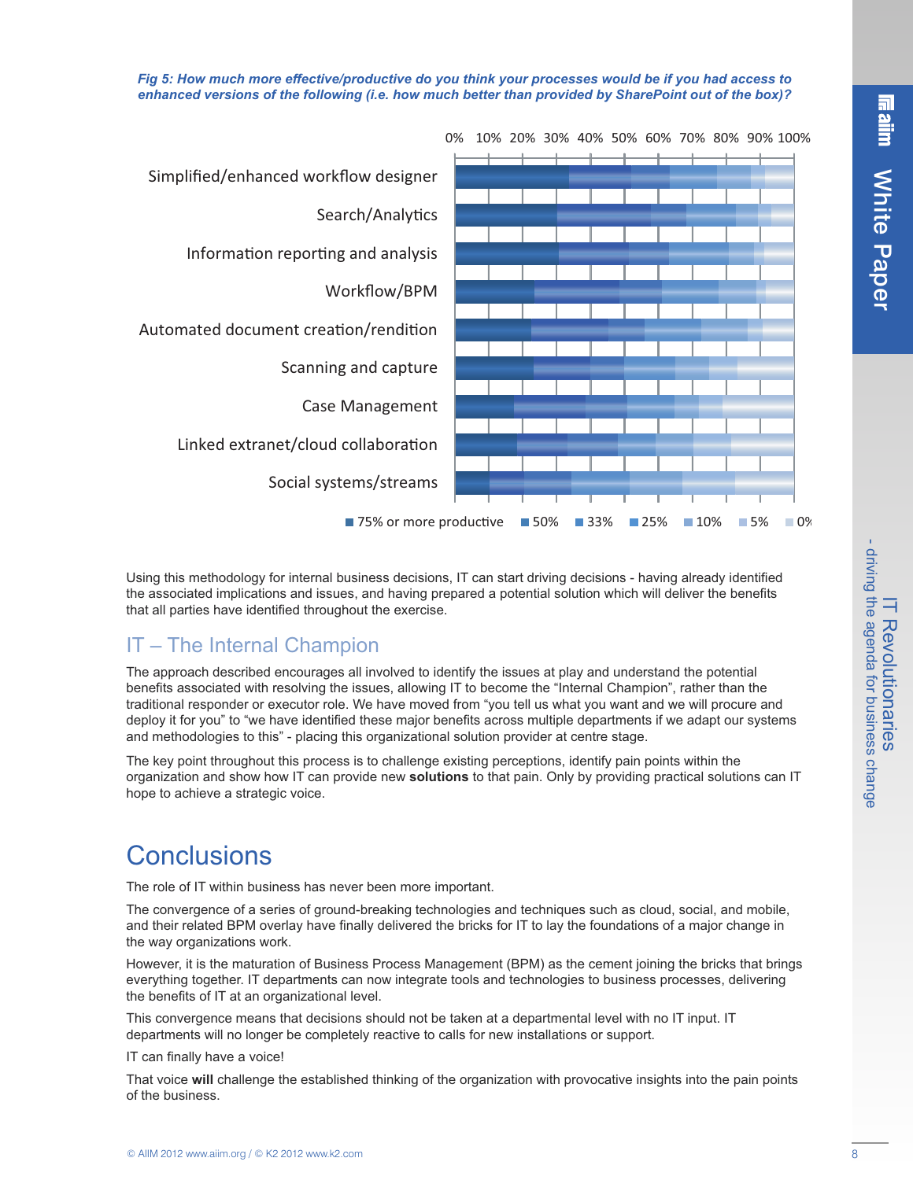*Fig 5: How much more effective/productive do you think your processes would be if you had access to enhanced versions of the following (i.e. how much better than provided by SharePoint out of the box)?*

Using this methodology for internal business decisions, IT can start driving decisions - having already identified the associated implications and issues, and having prepared a potential solution which will deliver the benefits that all parties have identified throughout the exercise.

## IT – The Internal Champion

The approach described encourages all involved to identify the issues at play and understand the potential benefits associated with resolving the issues, allowing IT to become the "Internal Champion", rather than the traditional responder or executor role. We have moved from "you tell us what you want and we will procure and deploy it for you" to "we have identified these major benefits across multiple departments if we adapt our systems and methodologies to this" - placing this organizational solution provider at centre stage.

The key point throughout this process is to challenge existing perceptions, identify pain points within the organization and show how IT can provide new **solutions** to that pain. Only by providing practical solutions can IT hope to achieve a strategic voice.

# Conclusions

The role of IT within business has never been more important.

The convergence of a series of ground-breaking technologies and techniques such as cloud, social, and mobile, and their related BPM overlay have finally delivered the bricks for IT to lay the foundations of a major change in the way organizations work.

However, it is the maturation of Business Process Management (BPM) as the cement joining the bricks that brings everything together. IT departments can now integrate tools and technologies to business processes, delivering the benefits of IT at an organizational level.

This convergence means that decisions should not be taken at a departmental level with no IT input. IT departments will no longer be completely reactive to calls for new installations or support.

IT can finally have a voice!

That voice **will** challenge the established thinking of the organization with provocative insights into the pain points of the business.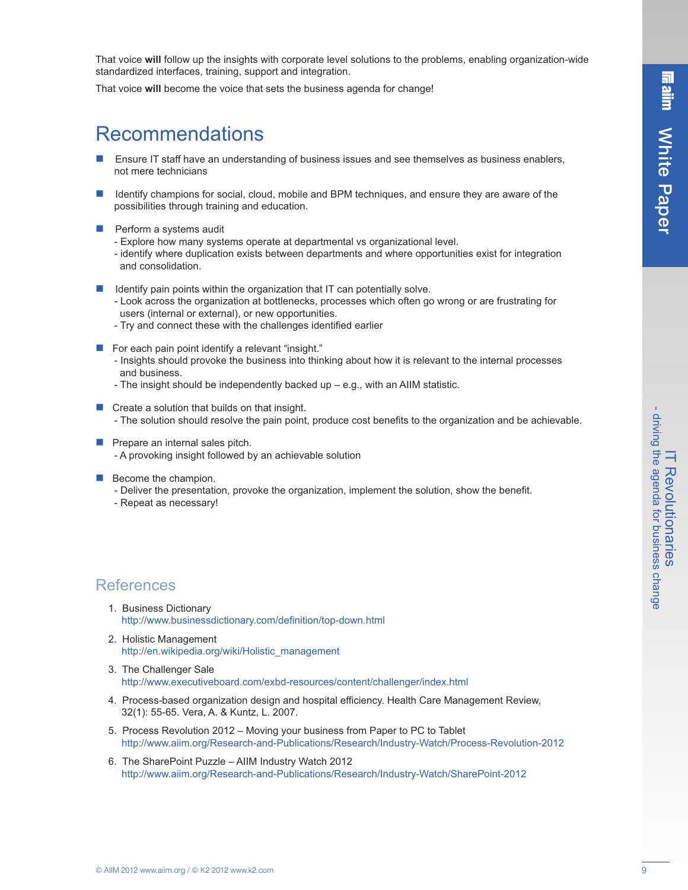That voice **will** follow up the insights with corporate level solutions to the problems, enabling organization-wide standardized interfaces, training, support and integration.

That voice **will** become the voice that sets the business agenda for change!

## Recommendations

- Ensure IT staff have an understanding of business issues and see themselves as business enablers, not mere technicians
- Identify champions for social, cloud, mobile and BPM techniques, and ensure they are aware of the possibilities through training and education.
- Perform a systems audit
  - Explore how many systems operate at departmental vs organizational level.
  - identify where duplication exists between departments and where opportunities exist for integration and consolidation.
- Identify pain points within the organization that IT can potentially solve.
  - Look across the organization at bottlenecks, processes which often go wrong or are frustrating for users (internal or external), or new opportunities.
  - Try and connect these with the challenges identified earlier
- For each pain point identify a relevant "insight."
  - Insights should provoke the business into thinking about how it is relevant to the internal processes and business.
  - The insight should be independently backed up – e.g., with an AIIM statistic.
- Create a solution that builds on that insight.
  - The solution should resolve the pain point, produce cost benefits to the organization and be achievable.
- Prepare an internal sales pitch.
  - A provoking insight followed by an achievable solution
- Become the champion.
  - Deliver the presentation, provoke the organization, implement the solution, show the benefit.
  - Repeat as necessary!

## References

1. Business Dictionary
   http://www.businessdictionary.com/definition/top-down.html
2. Holistic Management
   http://en.wikipedia.org/wiki/Holistic_management
3. The Challenger Sale
   http://www.executiveboard.com/exbd-resources/content/challenger/index.html
4. Process-based organization design and hospital efficiency. Health Care Management Review, 32(1): 55-65. Vera, A. & Kuntz, L. 2007.
5. Process Revolution 2012 – Moving your business from Paper to PC to Tablet
   http://www.aiim.org/Research-and-Publications/Research/Industry-Watch/Process-Revolution-2012
6. The SharePoint Puzzle – AIIM Industry Watch 2012
   http://www.aiim.org/Research-and-Publications/Research/Industry-Watch/SharePoint-2012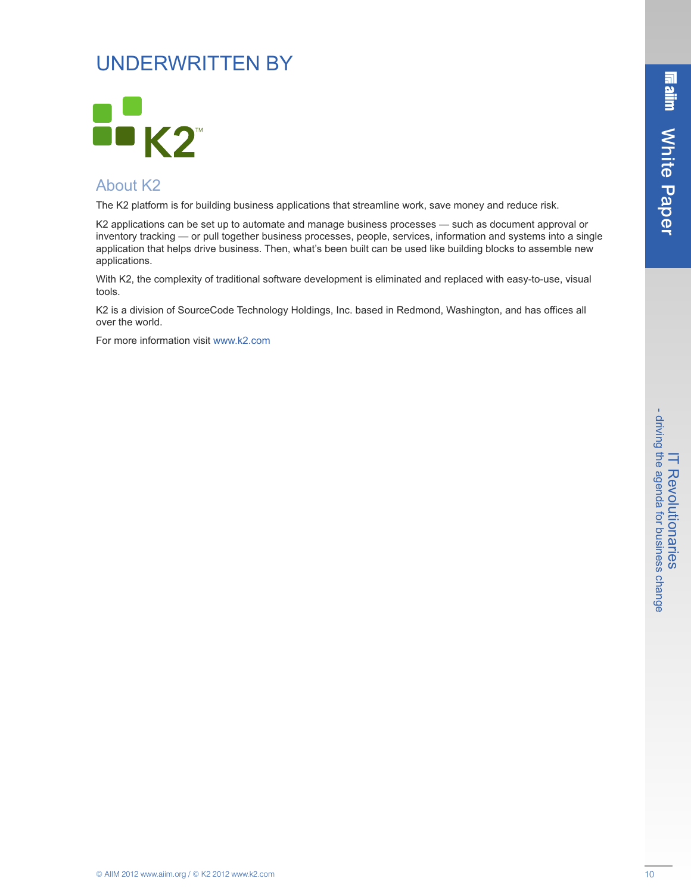# UNDERWRITTEN BY

K2

## About K2

The K2 platform is for building business applications that streamline work, save money and reduce risk.

K2 applications can be set up to automate and manage business processes — such as document approval or inventory tracking — or pull together business processes, people, services, information and systems into a single application that helps drive business. Then, what's been built can be used like building blocks to assemble new applications.

With K2, the complexity of traditional software development is eliminated and replaced with easy-to-use, visual tools.

K2 is a division of SourceCode Technology Holdings, Inc. based in Redmond, Washington, and has offices all over the world.

For more information visit www.k2.com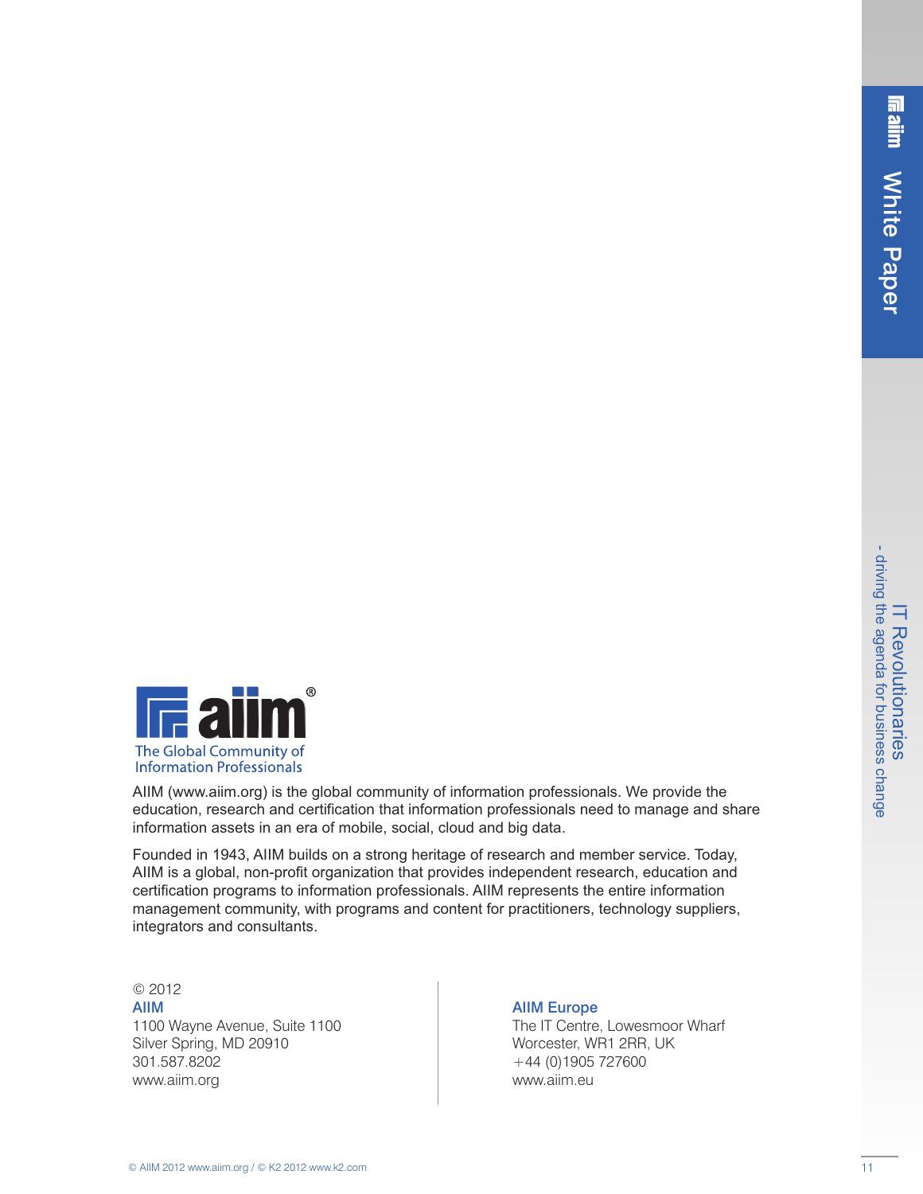aiim®

The Global Community of Information Professionals

AIIM (www.aiim.org) is the global community of information professionals. We provide the education, research and certification that information professionals need to manage and share information assets in an era of mobile, social, cloud and big data.

Founded in 1943, AIIM builds on a strong heritage of research and member service. Today, AIIM is a global, non-profit organization that provides independent research, education and certification programs to information professionals. AIIM represents the entire information management community, with programs and content for practitioners, technology suppliers, integrators and consultants.

© 2012
**AIIM**
1100 Wayne Avenue, Suite 1100
Silver Spring, MD 20910
301.587.8202
www.aiim.org

**AIIM Europe**
The IT Centre, Lowesmoor Wharf
Worcester, WR1 2RR, UK
+44 (0)1905 727600
www.aiim.eu